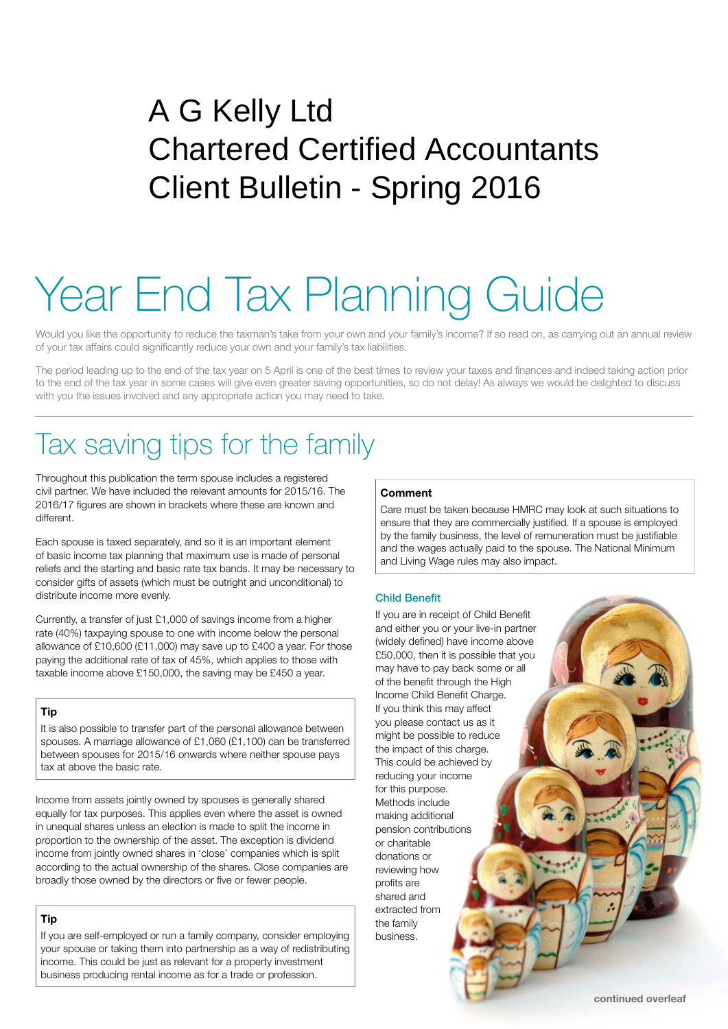# A G Kelly Ltd
# Chartered Certified Accountants
# Client Bulletin - Spring 2016

# Year End Tax Planning Guide

Would you like the opportunity to reduce the taxman's take from your own and your family's income? If so read on, as carrying out an annual review of your tax affairs could significantly reduce your own and your family's tax liabilities.

The period leading up to the end of the tax year on 5 April is one of the best times to review your taxes and finances and indeed taking action prior to the end of the tax year in some cases will give even greater saving opportunities, so do not delay! As always we would be delighted to discuss with you the issues involved and any appropriate action you may need to take.

## Tax saving tips for the family

Throughout this publication the term spouse includes a registered civil partner. We have included the relevant amounts for 2015/16. The 2016/17 figures are shown in brackets where these are known and different.

Each spouse is taxed separately, and so it is an important element of basic income tax planning that maximum use is made of personal reliefs and the starting and basic rate tax bands. It may be necessary to consider gifts of assets (which must be outright and unconditional) to distribute income more evenly.

Currently, a transfer of just £1,000 of savings income from a higher rate (40%) taxpaying spouse to one with income below the personal allowance of £10,600 (£11,000) may save up to £400 a year. For those paying the additional rate of tax of 45%, which applies to those with taxable income above £150,000, the saving may be £450 a year.

**Tip**

It is also possible to transfer part of the personal allowance between spouses. A marriage allowance of £1,060 (£1,100) can be transferred between spouses for 2015/16 onwards where neither spouse pays tax at above the basic rate.

Income from assets jointly owned by spouses is generally shared equally for tax purposes. This applies even where the asset is owned in unequal shares unless an election is made to split the income in proportion to the ownership of the asset. The exception is dividend income from jointly owned shares in 'close' companies which is split according to the actual ownership of the shares. Close companies are broadly those owned by the directors or five or fewer people.

**Tip**

If you are self-employed or run a family company, consider employing your spouse or taking them into partnership as a way of redistributing income. This could be just as relevant for a property investment business producing rental income as for a trade or profession.

**Comment**

Care must be taken because HMRC may look at such situations to ensure that they are commercially justified. If a spouse is employed by the family business, the level of remuneration must be justifiable and the wages actually paid to the spouse. The National Minimum and Living Wage rules may also impact.

### Child Benefit

If you are in receipt of Child Benefit and either you or your live-in partner (widely defined) have income above £50,000, then it is possible that you may have to pay back some or all of the benefit through the High Income Child Benefit Charge. If you think this may affect you please contact us as it might be possible to reduce the impact of this charge. This could be achieved by reducing your income for this purpose. Methods include making additional pension contributions or charitable donations or reviewing how profits are shared and extracted from the family business.

continued overleaf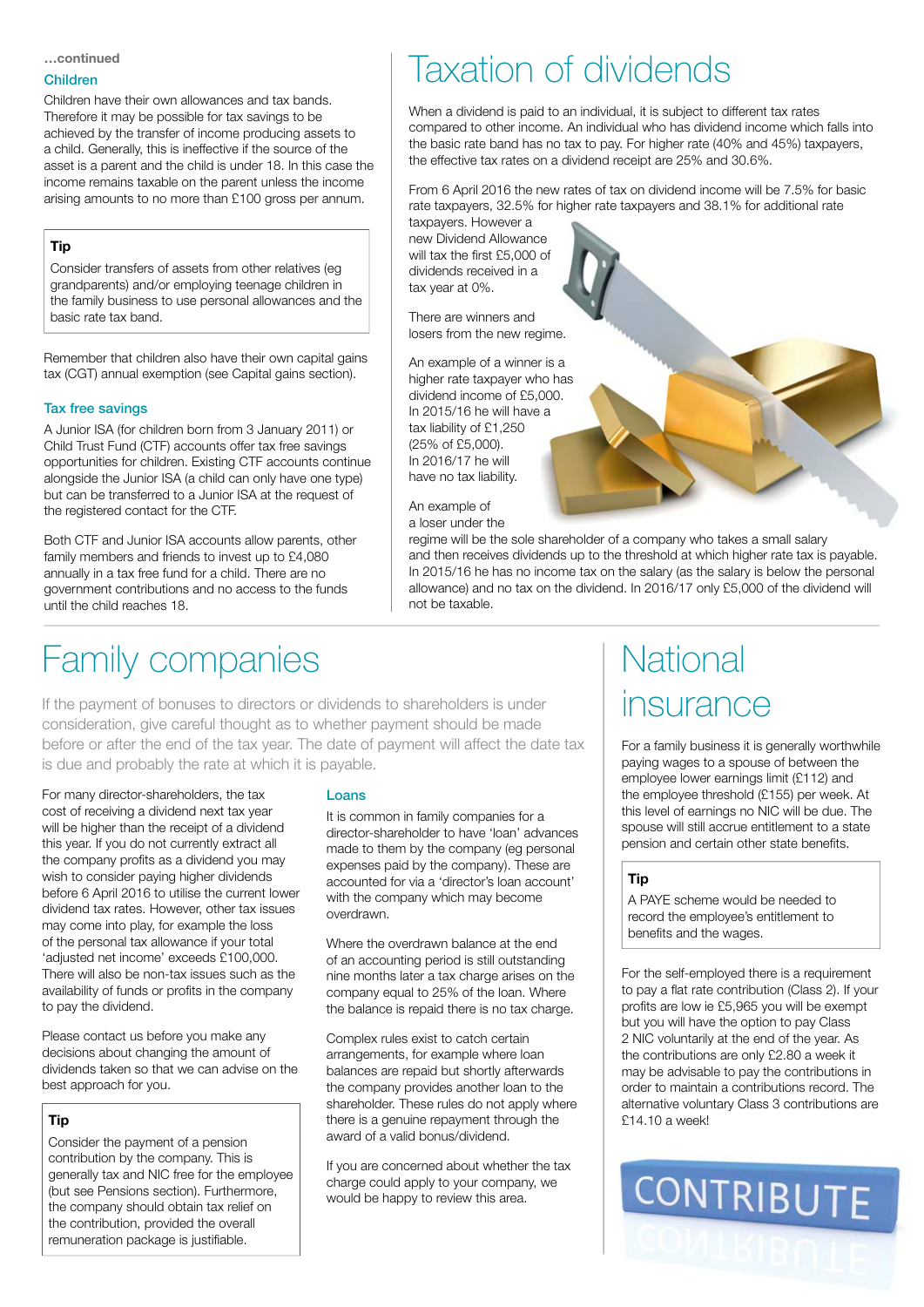…continued

### Children

Children have their own allowances and tax bands. Therefore it may be possible for tax savings to be achieved by the transfer of income producing assets to a child. Generally, this is ineffective if the source of the asset is a parent and the child is under 18. In this case the income remains taxable on the parent unless the income arising amounts to no more than £100 gross per annum.

> **Tip**
>
> Consider transfers of assets from other relatives (eg grandparents) and/or employing teenage children in the family business to use personal allowances and the basic rate tax band.

Remember that children also have their own capital gains tax (CGT) annual exemption (see Capital gains section).

### Tax free savings

A Junior ISA (for children born from 3 January 2011) or Child Trust Fund (CTF) accounts offer tax free savings opportunities for children. Existing CTF accounts continue alongside the Junior ISA (a child can only have one type) but can be transferred to a Junior ISA at the request of the registered contact for the CTF.

Both CTF and Junior ISA accounts allow parents, other family members and friends to invest up to £4,080 annually in a tax free fund for a child. There are no government contributions and no access to the funds until the child reaches 18.

# Taxation of dividends

When a dividend is paid to an individual, it is subject to different tax rates compared to other income. An individual who has dividend income which falls into the basic rate band has no tax to pay. For higher rate (40% and 45%) taxpayers, the effective tax rates on a dividend receipt are 25% and 30.6%.

From 6 April 2016 the new rates of tax on dividend income will be 7.5% for basic rate taxpayers, 32.5% for higher rate taxpayers and 38.1% for additional rate taxpayers. However a new Dividend Allowance will tax the first £5,000 of dividends received in a tax year at 0%.

There are winners and losers from the new regime.

An example of a winner is a higher rate taxpayer who has dividend income of £5,000. In 2015/16 he will have a tax liability of £1,250 (25% of £5,000). In 2016/17 he will have no tax liability.

An example of a loser under the regime will be the sole shareholder of a company who takes a small salary and then receives dividends up to the threshold at which higher rate tax is payable. In 2015/16 he has no income tax on the salary (as the salary is below the personal allowance) and no tax on the dividend. In 2016/17 only £5,000 of the dividend will not be taxable.

# Family companies

If the payment of bonuses to directors or dividends to shareholders is under consideration, give careful thought as to whether payment should be made before or after the end of the tax year. The date of payment will affect the date tax is due and probably the rate at which it is payable.

For many director-shareholders, the tax cost of receiving a dividend next tax year will be higher than the receipt of a dividend this year. If you do not currently extract all the company profits as a dividend you may wish to consider paying higher dividends before 6 April 2016 to utilise the current lower dividend tax rates. However, other tax issues may come into play, for example the loss of the personal tax allowance if your total 'adjusted net income' exceeds £100,000. There will also be non-tax issues such as the availability of funds or profits in the company to pay the dividend.

Please contact us before you make any decisions about changing the amount of dividends taken so that we can advise on the best approach for you.

> **Tip**
>
> Consider the payment of a pension contribution by the company. This is generally tax and NIC free for the employee (but see Pensions section). Furthermore, the company should obtain tax relief on the contribution, provided the overall remuneration package is justifiable.

### Loans

It is common in family companies for a director-shareholder to have 'loan' advances made to them by the company (eg personal expenses paid by the company). These are accounted for via a 'director's loan account' with the company which may become overdrawn.

Where the overdrawn balance at the end of an accounting period is still outstanding nine months later a tax charge arises on the company equal to 25% of the loan. Where the balance is repaid there is no tax charge.

Complex rules exist to catch certain arrangements, for example where loan balances are repaid but shortly afterwards the company provides another loan to the shareholder. These rules do not apply where there is a genuine repayment through the award of a valid bonus/dividend.

If you are concerned about whether the tax charge could apply to your company, we would be happy to review this area.

# National insurance

For a family business it is generally worthwhile paying wages to a spouse of between the employee lower earnings limit (£112) and the employee threshold (£155) per week. At this level of earnings no NIC will be due. The spouse will still accrue entitlement to a state pension and certain other state benefits.

> **Tip**
>
> A PAYE scheme would be needed to record the employee's entitlement to benefits and the wages.

For the self-employed there is a requirement to pay a flat rate contribution (Class 2). If your profits are low ie £5,965 you will be exempt but you will have the option to pay Class 2 NIC voluntarily at the end of the year. As the contributions are only £2.80 a week it may be advisable to pay the contributions in order to maintain a contributions record. The alternative voluntary Class 3 contributions are £14.10 a week!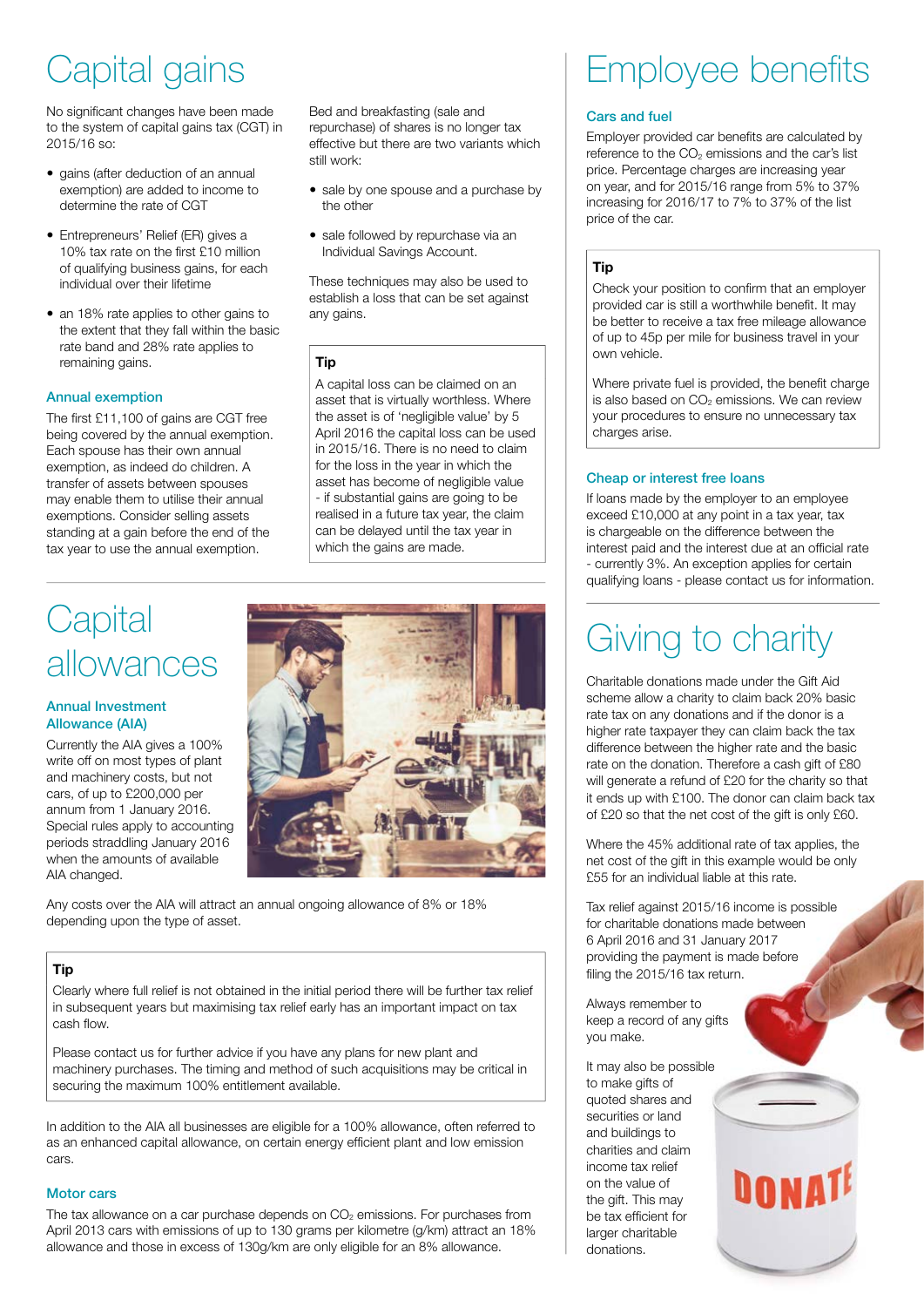# Capital gains

No significant changes have been made to the system of capital gains tax (CGT) in 2015/16 so:

- gains (after deduction of an annual exemption) are added to income to determine the rate of CGT
- Entrepreneurs' Relief (ER) gives a 10% tax rate on the first £10 million of qualifying business gains, for each individual over their lifetime
- an 18% rate applies to other gains to the extent that they fall within the basic rate band and 28% rate applies to remaining gains.

### Annual exemption

The first £11,100 of gains are CGT free being covered by the annual exemption. Each spouse has their own annual exemption, as indeed do children. A transfer of assets between spouses may enable them to utilise their annual exemptions. Consider selling assets standing at a gain before the end of the tax year to use the annual exemption.

Bed and breakfasting (sale and repurchase) of shares is no longer tax effective but there are two variants which still work:

- sale by one spouse and a purchase by the other
- sale followed by repurchase via an Individual Savings Account.

These techniques may also be used to establish a loss that can be set against any gains.

**Tip**

A capital loss can be claimed on an asset that is virtually worthless. Where the asset is of 'negligible value' by 5 April 2016 the capital loss can be used in 2015/16. There is no need to claim for the loss in the year in which the asset has become of negligible value - if substantial gains are going to be realised in a future tax year, the claim can be delayed until the tax year in which the gains are made.

# Capital allowances

### Annual Investment Allowance (AIA)

Currently the AIA gives a 100% write off on most types of plant and machinery costs, but not cars, of up to £200,000 per annum from 1 January 2016. Special rules apply to accounting periods straddling January 2016 when the amounts of available AIA changed.

Any costs over the AIA will attract an annual ongoing allowance of 8% or 18% depending upon the type of asset.

**Tip**

Clearly where full relief is not obtained in the initial period there will be further tax relief in subsequent years but maximising tax relief early has an important impact on tax cash flow.

Please contact us for further advice if you have any plans for new plant and machinery purchases. The timing and method of such acquisitions may be critical in securing the maximum 100% entitlement available.

In addition to the AIA all businesses are eligible for a 100% allowance, often referred to as an enhanced capital allowance, on certain energy efficient plant and low emission cars.

### Motor cars

The tax allowance on a car purchase depends on $CO_2$ emissions. For purchases from April 2013 cars with emissions of up to 130 grams per kilometre (g/km) attract an 18% allowance and those in excess of 130g/km are only eligible for an 8% allowance.

# Employee benefits

### Cars and fuel

Employer provided car benefits are calculated by reference to the $CO_2$ emissions and the car's list price. Percentage charges are increasing year on year, and for 2015/16 range from 5% to 37% increasing for 2016/17 to 7% to 37% of the list price of the car.

**Tip**

Check your position to confirm that an employer provided car is still a worthwhile benefit. It may be better to receive a tax free mileage allowance of up to 45p per mile for business travel in your own vehicle.

Where private fuel is provided, the benefit charge is also based on $CO_2$ emissions. We can review your procedures to ensure no unnecessary tax charges arise.

### Cheap or interest free loans

If loans made by the employer to an employee exceed £10,000 at any point in a tax year, tax is chargeable on the difference between the interest paid and the interest due at an official rate - currently 3%. An exception applies for certain qualifying loans - please contact us for information.

# Giving to charity

Charitable donations made under the Gift Aid scheme allow a charity to claim back 20% basic rate tax on any donations and if the donor is a higher rate taxpayer they can claim back the tax difference between the higher rate and the basic rate on the donation. Therefore a cash gift of £80 will generate a refund of £20 for the charity so that it ends up with £100. The donor can claim back tax of £20 so that the net cost of the gift is only £60.

Where the 45% additional rate of tax applies, the net cost of the gift in this example would be only £55 for an individual liable at this rate.

Tax relief against 2015/16 income is possible for charitable donations made between 6 April 2016 and 31 January 2017 providing the payment is made before filing the 2015/16 tax return.

Always remember to keep a record of any gifts you make.

It may also be possible to make gifts of quoted shares and securities or land and buildings to charities and claim income tax relief on the value of the gift. This may be tax efficient for larger charitable donations.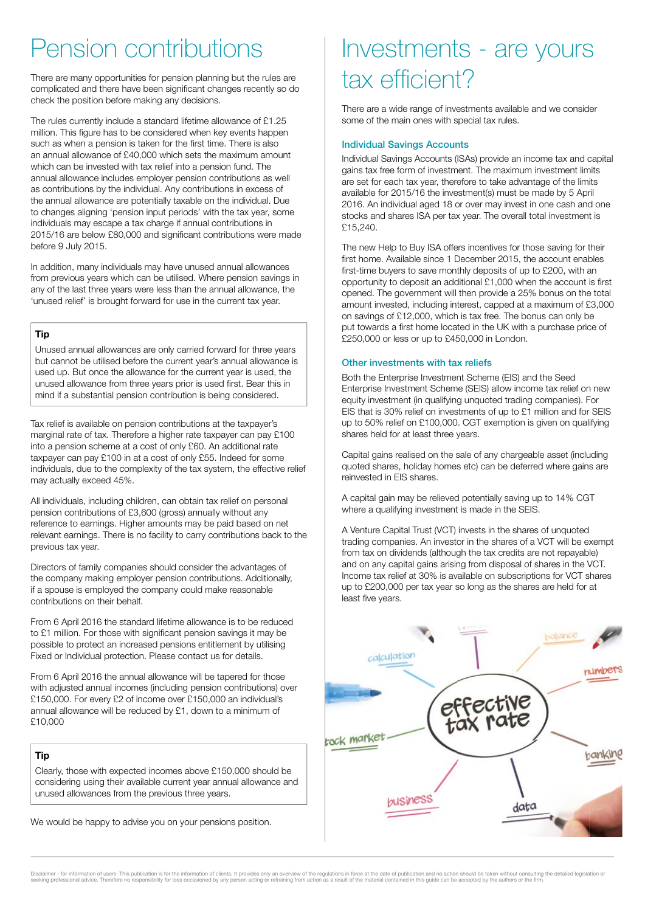# Pension contributions

There are many opportunities for pension planning but the rules are complicated and there have been significant changes recently so do check the position before making any decisions.

The rules currently include a standard lifetime allowance of £1.25 million. This figure has to be considered when key events happen such as when a pension is taken for the first time. There is also an annual allowance of £40,000 which sets the maximum amount which can be invested with tax relief into a pension fund. The annual allowance includes employer pension contributions as well as contributions by the individual. Any contributions in excess of the annual allowance are potentially taxable on the individual. Due to changes aligning 'pension input periods' with the tax year, some individuals may escape a tax charge if annual contributions in 2015/16 are below £80,000 and significant contributions were made before 9 July 2015.

In addition, many individuals may have unused annual allowances from previous years which can be utilised. Where pension savings in any of the last three years were less than the annual allowance, the 'unused relief' is brought forward for use in the current tax year.

> **Tip**
>
> Unused annual allowances are only carried forward for three years but cannot be utilised before the current year's annual allowance is used up. But once the allowance for the current year is used, the unused allowance from three years prior is used first. Bear this in mind if a substantial pension contribution is being considered.

Tax relief is available on pension contributions at the taxpayer's marginal rate of tax. Therefore a higher rate taxpayer can pay £100 into a pension scheme at a cost of only £60. An additional rate taxpayer can pay £100 in at a cost of only £55. Indeed for some individuals, due to the complexity of the tax system, the effective relief may actually exceed 45%.

All individuals, including children, can obtain tax relief on personal pension contributions of £3,600 (gross) annually without any reference to earnings. Higher amounts may be paid based on net relevant earnings. There is no facility to carry contributions back to the previous tax year.

Directors of family companies should consider the advantages of the company making employer pension contributions. Additionally, if a spouse is employed the company could make reasonable contributions on their behalf.

From 6 April 2016 the standard lifetime allowance is to be reduced to £1 million. For those with significant pension savings it may be possible to protect an increased pensions entitlement by utilising Fixed or Individual protection. Please contact us for details.

From 6 April 2016 the annual allowance will be tapered for those with adjusted annual incomes (including pension contributions) over £150,000. For every £2 of income over £150,000 an individual's annual allowance will be reduced by £1, down to a minimum of £10,000

> **Tip**
>
> Clearly, those with expected incomes above £150,000 should be considering using their available current year annual allowance and unused allowances from the previous three years.

We would be happy to advise you on your pensions position.

# Investments - are yours tax efficient?

There are a wide range of investments available and we consider some of the main ones with special tax rules.

### Individual Savings Accounts

Individual Savings Accounts (ISAs) provide an income tax and capital gains tax free form of investment. The maximum investment limits are set for each tax year, therefore to take advantage of the limits available for 2015/16 the investment(s) must be made by 5 April 2016. An individual aged 18 or over may invest in one cash and one stocks and shares ISA per tax year. The overall total investment is £15,240.

The new Help to Buy ISA offers incentives for those saving for their first home. Available since 1 December 2015, the account enables first-time buyers to save monthly deposits of up to £200, with an opportunity to deposit an additional £1,000 when the account is first opened. The government will then provide a 25% bonus on the total amount invested, including interest, capped at a maximum of £3,000 on savings of £12,000, which is tax free. The bonus can only be put towards a first home located in the UK with a purchase price of £250,000 or less or up to £450,000 in London.

### Other investments with tax reliefs

Both the Enterprise Investment Scheme (EIS) and the Seed Enterprise Investment Scheme (SEIS) allow income tax relief on new equity investment (in qualifying unquoted trading companies). For EIS that is 30% relief on investments of up to £1 million and for SEIS up to 50% relief on £100,000. CGT exemption is given on qualifying shares held for at least three years.

Capital gains realised on the sale of any chargeable asset (including quoted shares, holiday homes etc) can be deferred where gains are reinvested in EIS shares.

A capital gain may be relieved potentially saving up to 14% CGT where a qualifying investment is made in the SEIS.

A Venture Capital Trust (VCT) invests in the shares of unquoted trading companies. An investor in the shares of a VCT will be exempt from tax on dividends (although the tax credits are not repayable) and on any capital gains arising from disposal of shares in the VCT. Income tax relief at 30% is available on subscriptions for VCT shares up to £200,000 per tax year so long as the shares are held for at least five years.

calculation
balance
numbers
effective tax rate
stock market
banking
business
data

Disclaimer - for information of users: This publication is for the information of clients. It provides only an overview of the regulations in force at the date of publication and no action should be taken without consulting the detailed legislation or seeking professional advice. Therefore no responsibility for loss occasioned by any person acting or refraining from action as a result of the material contained in this guide can be accepted by the authors or the firm.